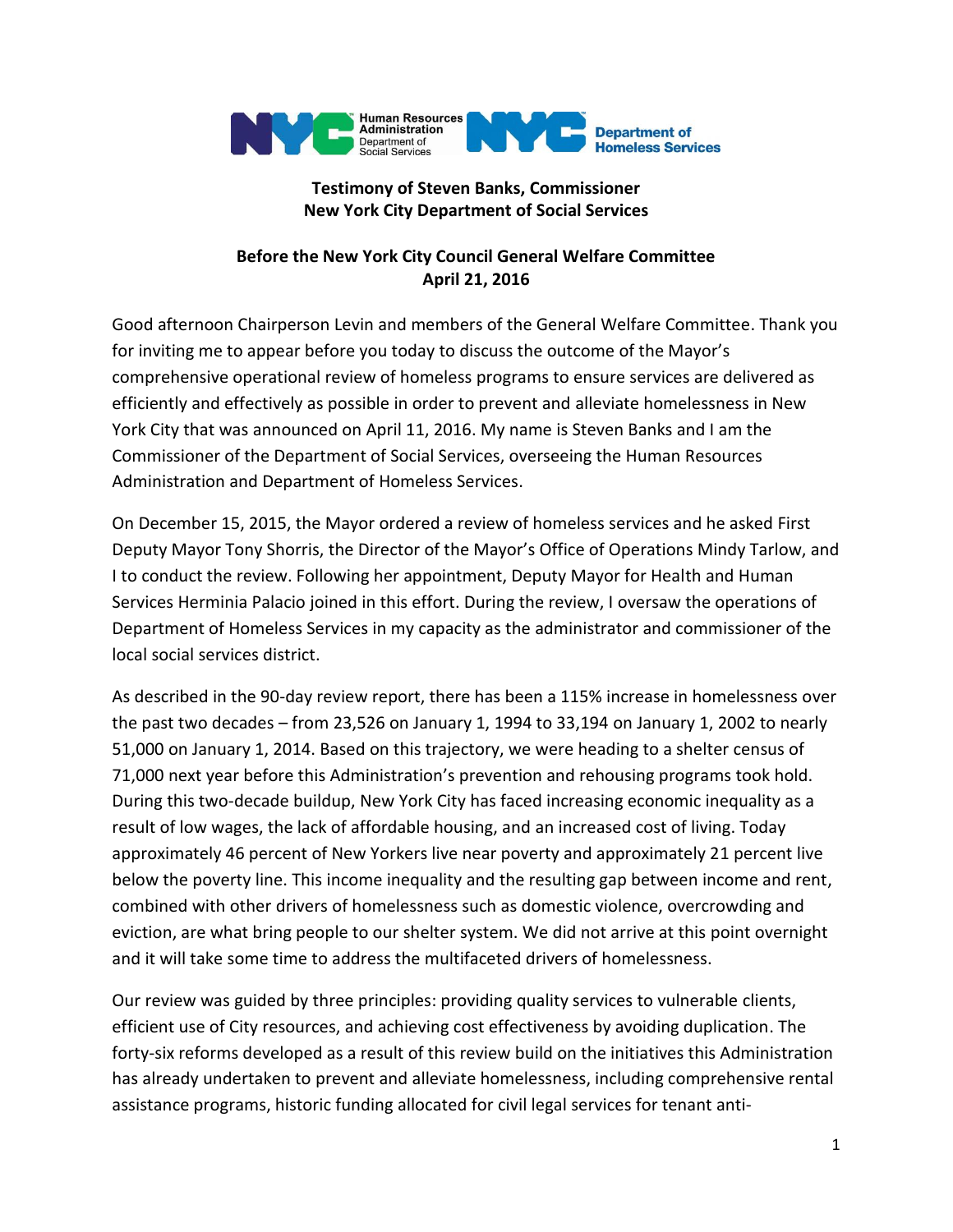**Testimony of Steven Banks, Commissioner**
**New York City Department of Social Services**

**Before the New York City Council General Welfare Committee**
**April 21, 2016**

Good afternoon Chairperson Levin and members of the General Welfare Committee. Thank you for inviting me to appear before you today to discuss the outcome of the Mayor's comprehensive operational review of homeless programs to ensure services are delivered as efficiently and effectively as possible in order to prevent and alleviate homelessness in New York City that was announced on April 11, 2016. My name is Steven Banks and I am the Commissioner of the Department of Social Services, overseeing the Human Resources Administration and Department of Homeless Services.

On December 15, 2015, the Mayor ordered a review of homeless services and he asked First Deputy Mayor Tony Shorris, the Director of the Mayor's Office of Operations Mindy Tarlow, and I to conduct the review. Following her appointment, Deputy Mayor for Health and Human Services Herminia Palacio joined in this effort. During the review, I oversaw the operations of Department of Homeless Services in my capacity as the administrator and commissioner of the local social services district.

As described in the 90-day review report, there has been a 115% increase in homelessness over the past two decades – from 23,526 on January 1, 1994 to 33,194 on January 1, 2002 to nearly 51,000 on January 1, 2014. Based on this trajectory, we were heading to a shelter census of 71,000 next year before this Administration's prevention and rehousing programs took hold. During this two-decade buildup, New York City has faced increasing economic inequality as a result of low wages, the lack of affordable housing, and an increased cost of living. Today approximately 46 percent of New Yorkers live near poverty and approximately 21 percent live below the poverty line. This income inequality and the resulting gap between income and rent, combined with other drivers of homelessness such as domestic violence, overcrowding and eviction, are what bring people to our shelter system. We did not arrive at this point overnight and it will take some time to address the multifaceted drivers of homelessness.

Our review was guided by three principles: providing quality services to vulnerable clients, efficient use of City resources, and achieving cost effectiveness by avoiding duplication. The forty-six reforms developed as a result of this review build on the initiatives this Administration has already undertaken to prevent and alleviate homelessness, including comprehensive rental assistance programs, historic funding allocated for civil legal services for tenant anti-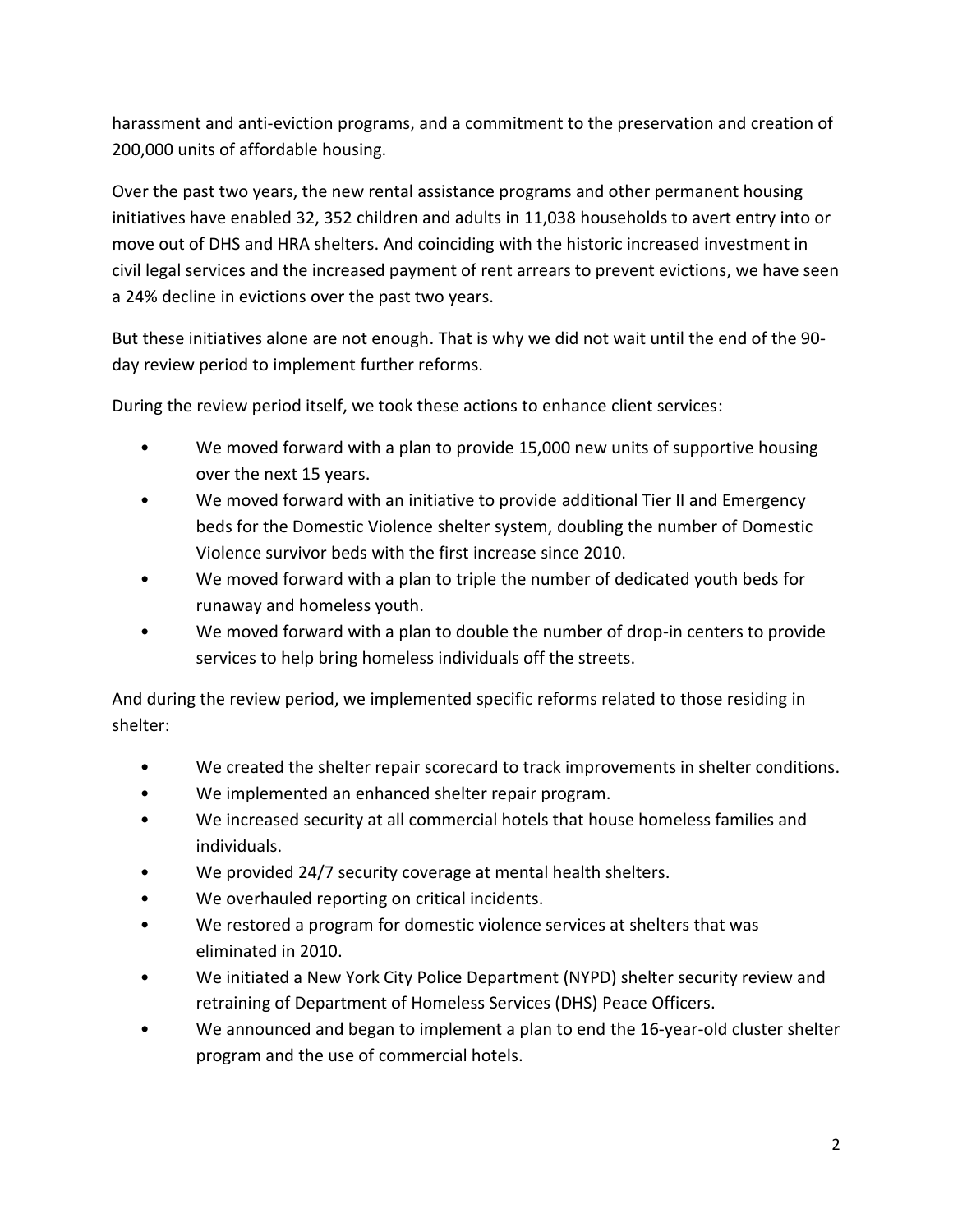harassment and anti-eviction programs, and a commitment to the preservation and creation of 200,000 units of affordable housing.

Over the past two years, the new rental assistance programs and other permanent housing initiatives have enabled 32, 352 children and adults in 11,038 households to avert entry into or move out of DHS and HRA shelters. And coinciding with the historic increased investment in civil legal services and the increased payment of rent arrears to prevent evictions, we have seen a 24% decline in evictions over the past two years.

But these initiatives alone are not enough. That is why we did not wait until the end of the 90-day review period to implement further reforms.

During the review period itself, we took these actions to enhance client services:

- We moved forward with a plan to provide 15,000 new units of supportive housing over the next 15 years.
- We moved forward with an initiative to provide additional Tier II and Emergency beds for the Domestic Violence shelter system, doubling the number of Domestic Violence survivor beds with the first increase since 2010.
- We moved forward with a plan to triple the number of dedicated youth beds for runaway and homeless youth.
- We moved forward with a plan to double the number of drop-in centers to provide services to help bring homeless individuals off the streets.

And during the review period, we implemented specific reforms related to those residing in shelter:

- We created the shelter repair scorecard to track improvements in shelter conditions.
- We implemented an enhanced shelter repair program.
- We increased security at all commercial hotels that house homeless families and individuals.
- We provided 24/7 security coverage at mental health shelters.
- We overhauled reporting on critical incidents.
- We restored a program for domestic violence services at shelters that was eliminated in 2010.
- We initiated a New York City Police Department (NYPD) shelter security review and retraining of Department of Homeless Services (DHS) Peace Officers.
- We announced and began to implement a plan to end the 16-year-old cluster shelter program and the use of commercial hotels.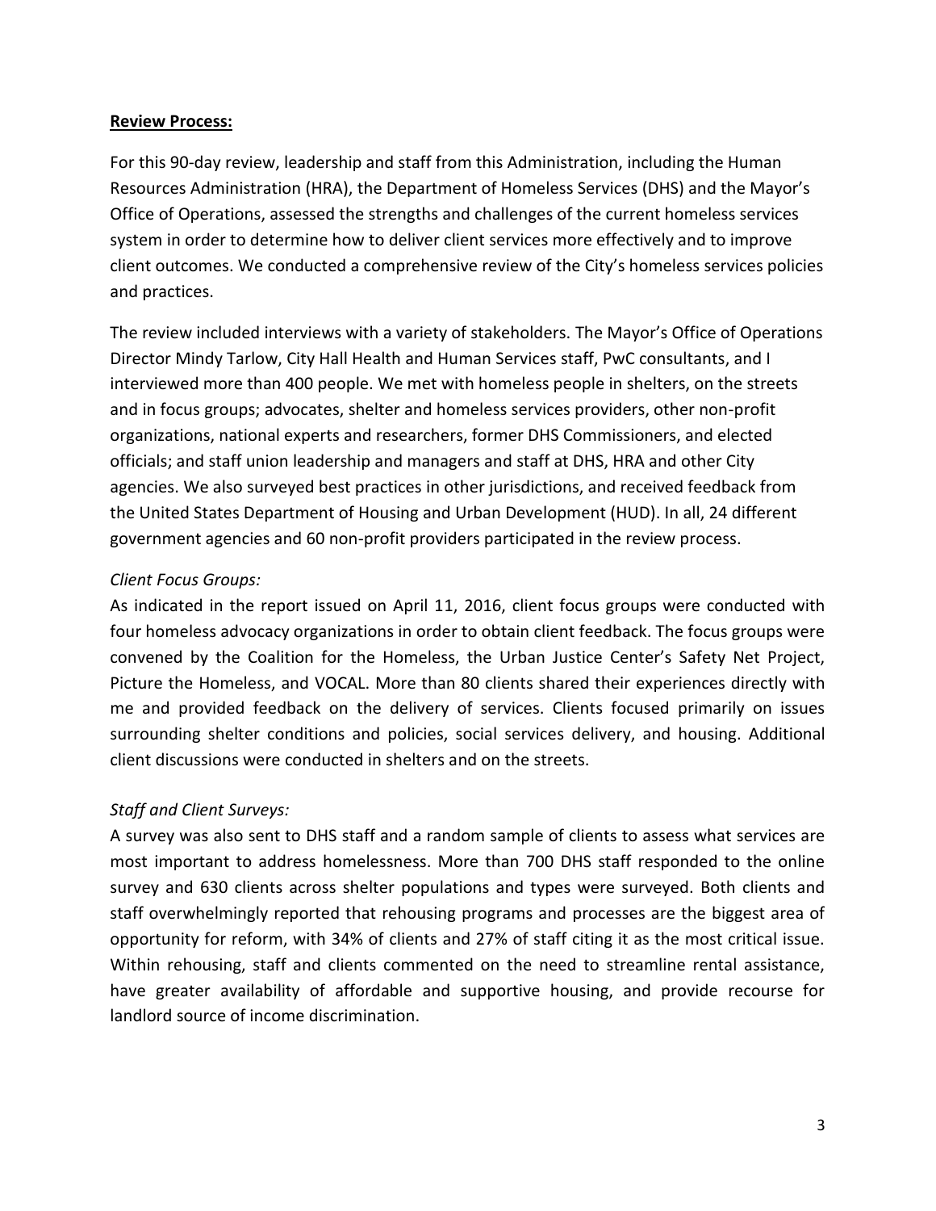**Review Process:**

For this 90-day review, leadership and staff from this Administration, including the Human Resources Administration (HRA), the Department of Homeless Services (DHS) and the Mayor's Office of Operations, assessed the strengths and challenges of the current homeless services system in order to determine how to deliver client services more effectively and to improve client outcomes. We conducted a comprehensive review of the City's homeless services policies and practices.

The review included interviews with a variety of stakeholders. The Mayor's Office of Operations Director Mindy Tarlow, City Hall Health and Human Services staff, PwC consultants, and I interviewed more than 400 people. We met with homeless people in shelters, on the streets and in focus groups; advocates, shelter and homeless services providers, other non-profit organizations, national experts and researchers, former DHS Commissioners, and elected officials; and staff union leadership and managers and staff at DHS, HRA and other City agencies. We also surveyed best practices in other jurisdictions, and received feedback from the United States Department of Housing and Urban Development (HUD). In all, 24 different government agencies and 60 non-profit providers participated in the review process.

*Client Focus Groups:*

As indicated in the report issued on April 11, 2016, client focus groups were conducted with four homeless advocacy organizations in order to obtain client feedback. The focus groups were convened by the Coalition for the Homeless, the Urban Justice Center's Safety Net Project, Picture the Homeless, and VOCAL. More than 80 clients shared their experiences directly with me and provided feedback on the delivery of services. Clients focused primarily on issues surrounding shelter conditions and policies, social services delivery, and housing. Additional client discussions were conducted in shelters and on the streets.

*Staff and Client Surveys:*

A survey was also sent to DHS staff and a random sample of clients to assess what services are most important to address homelessness. More than 700 DHS staff responded to the online survey and 630 clients across shelter populations and types were surveyed. Both clients and staff overwhelmingly reported that rehousing programs and processes are the biggest area of opportunity for reform, with 34% of clients and 27% of staff citing it as the most critical issue. Within rehousing, staff and clients commented on the need to streamline rental assistance, have greater availability of affordable and supportive housing, and provide recourse for landlord source of income discrimination.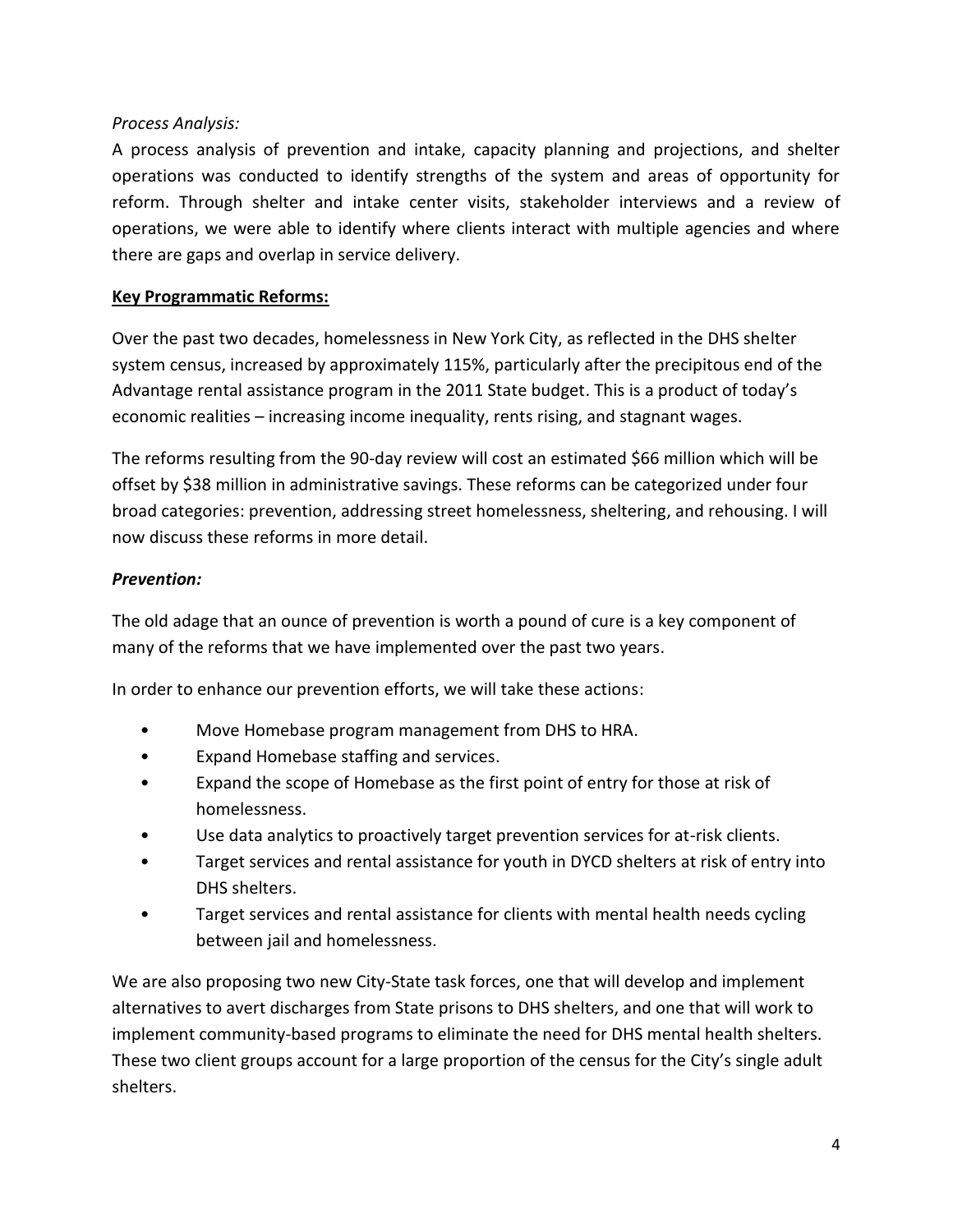*Process Analysis:*

A process analysis of prevention and intake, capacity planning and projections, and shelter operations was conducted to identify strengths of the system and areas of opportunity for reform. Through shelter and intake center visits, stakeholder interviews and a review of operations, we were able to identify where clients interact with multiple agencies and where there are gaps and overlap in service delivery.

<u>**Key Programmatic Reforms:**</u>

Over the past two decades, homelessness in New York City, as reflected in the DHS shelter system census, increased by approximately 115%, particularly after the precipitous end of the Advantage rental assistance program in the 2011 State budget. This is a product of today's economic realities – increasing income inequality, rents rising, and stagnant wages.

The reforms resulting from the 90-day review will cost an estimated $66 million which will be offset by $38 million in administrative savings. These reforms can be categorized under four broad categories: prevention, addressing street homelessness, sheltering, and rehousing. I will now discuss these reforms in more detail.

***Prevention:***

The old adage that an ounce of prevention is worth a pound of cure is a key component of many of the reforms that we have implemented over the past two years.

In order to enhance our prevention efforts, we will take these actions:

- Move Homebase program management from DHS to HRA.
- Expand Homebase staffing and services.
- Expand the scope of Homebase as the first point of entry for those at risk of homelessness.
- Use data analytics to proactively target prevention services for at-risk clients.
- Target services and rental assistance for youth in DYCD shelters at risk of entry into DHS shelters.
- Target services and rental assistance for clients with mental health needs cycling between jail and homelessness.

We are also proposing two new City-State task forces, one that will develop and implement alternatives to avert discharges from State prisons to DHS shelters, and one that will work to implement community-based programs to eliminate the need for DHS mental health shelters. These two client groups account for a large proportion of the census for the City's single adult shelters.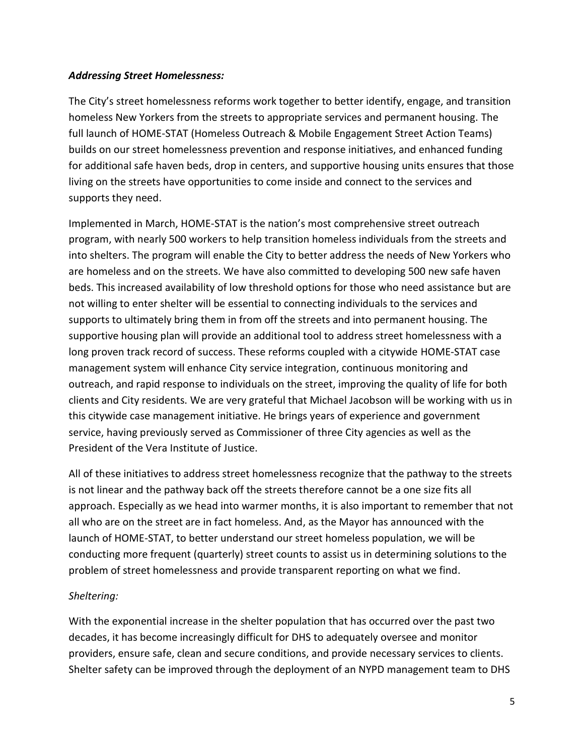***Addressing Street Homelessness:***

The City's street homelessness reforms work together to better identify, engage, and transition homeless New Yorkers from the streets to appropriate services and permanent housing. The full launch of HOME-STAT (Homeless Outreach & Mobile Engagement Street Action Teams) builds on our street homelessness prevention and response initiatives, and enhanced funding for additional safe haven beds, drop in centers, and supportive housing units ensures that those living on the streets have opportunities to come inside and connect to the services and supports they need.

Implemented in March, HOME-STAT is the nation's most comprehensive street outreach program, with nearly 500 workers to help transition homeless individuals from the streets and into shelters. The program will enable the City to better address the needs of New Yorkers who are homeless and on the streets. We have also committed to developing 500 new safe haven beds. This increased availability of low threshold options for those who need assistance but are not willing to enter shelter will be essential to connecting individuals to the services and supports to ultimately bring them in from off the streets and into permanent housing. The supportive housing plan will provide an additional tool to address street homelessness with a long proven track record of success. These reforms coupled with a citywide HOME-STAT case management system will enhance City service integration, continuous monitoring and outreach, and rapid response to individuals on the street, improving the quality of life for both clients and City residents. We are very grateful that Michael Jacobson will be working with us in this citywide case management initiative. He brings years of experience and government service, having previously served as Commissioner of three City agencies as well as the President of the Vera Institute of Justice.

All of these initiatives to address street homelessness recognize that the pathway to the streets is not linear and the pathway back off the streets therefore cannot be a one size fits all approach. Especially as we head into warmer months, it is also important to remember that not all who are on the street are in fact homeless. And, as the Mayor has announced with the launch of HOME-STAT, to better understand our street homeless population, we will be conducting more frequent (quarterly) street counts to assist us in determining solutions to the problem of street homelessness and provide transparent reporting on what we find.

*Sheltering:*

With the exponential increase in the shelter population that has occurred over the past two decades, it has become increasingly difficult for DHS to adequately oversee and monitor providers, ensure safe, clean and secure conditions, and provide necessary services to clients. Shelter safety can be improved through the deployment of an NYPD management team to DHS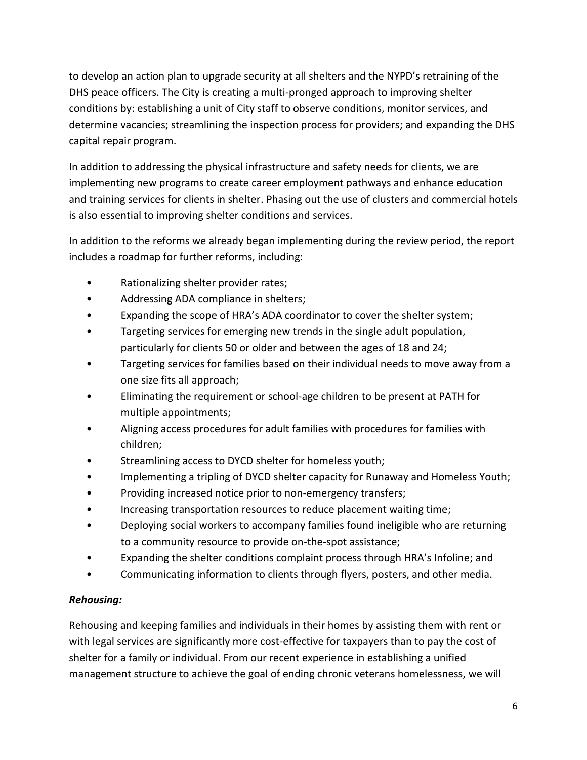to develop an action plan to upgrade security at all shelters and the NYPD's retraining of the DHS peace officers. The City is creating a multi-pronged approach to improving shelter conditions by: establishing a unit of City staff to observe conditions, monitor services, and determine vacancies; streamlining the inspection process for providers; and expanding the DHS capital repair program.

In addition to addressing the physical infrastructure and safety needs for clients, we are implementing new programs to create career employment pathways and enhance education and training services for clients in shelter. Phasing out the use of clusters and commercial hotels is also essential to improving shelter conditions and services.

In addition to the reforms we already began implementing during the review period, the report includes a roadmap for further reforms, including:

- Rationalizing shelter provider rates;
- Addressing ADA compliance in shelters;
- Expanding the scope of HRA's ADA coordinator to cover the shelter system;
- Targeting services for emerging new trends in the single adult population, particularly for clients 50 or older and between the ages of 18 and 24;
- Targeting services for families based on their individual needs to move away from a one size fits all approach;
- Eliminating the requirement or school-age children to be present at PATH for multiple appointments;
- Aligning access procedures for adult families with procedures for families with children;
- Streamlining access to DYCD shelter for homeless youth;
- Implementing a tripling of DYCD shelter capacity for Runaway and Homeless Youth;
- Providing increased notice prior to non-emergency transfers;
- Increasing transportation resources to reduce placement waiting time;
- Deploying social workers to accompany families found ineligible who are returning to a community resource to provide on-the-spot assistance;
- Expanding the shelter conditions complaint process through HRA's Infoline; and
- Communicating information to clients through flyers, posters, and other media.

***Rehousing:***

Rehousing and keeping families and individuals in their homes by assisting them with rent or with legal services are significantly more cost-effective for taxpayers than to pay the cost of shelter for a family or individual. From our recent experience in establishing a unified management structure to achieve the goal of ending chronic veterans homelessness, we will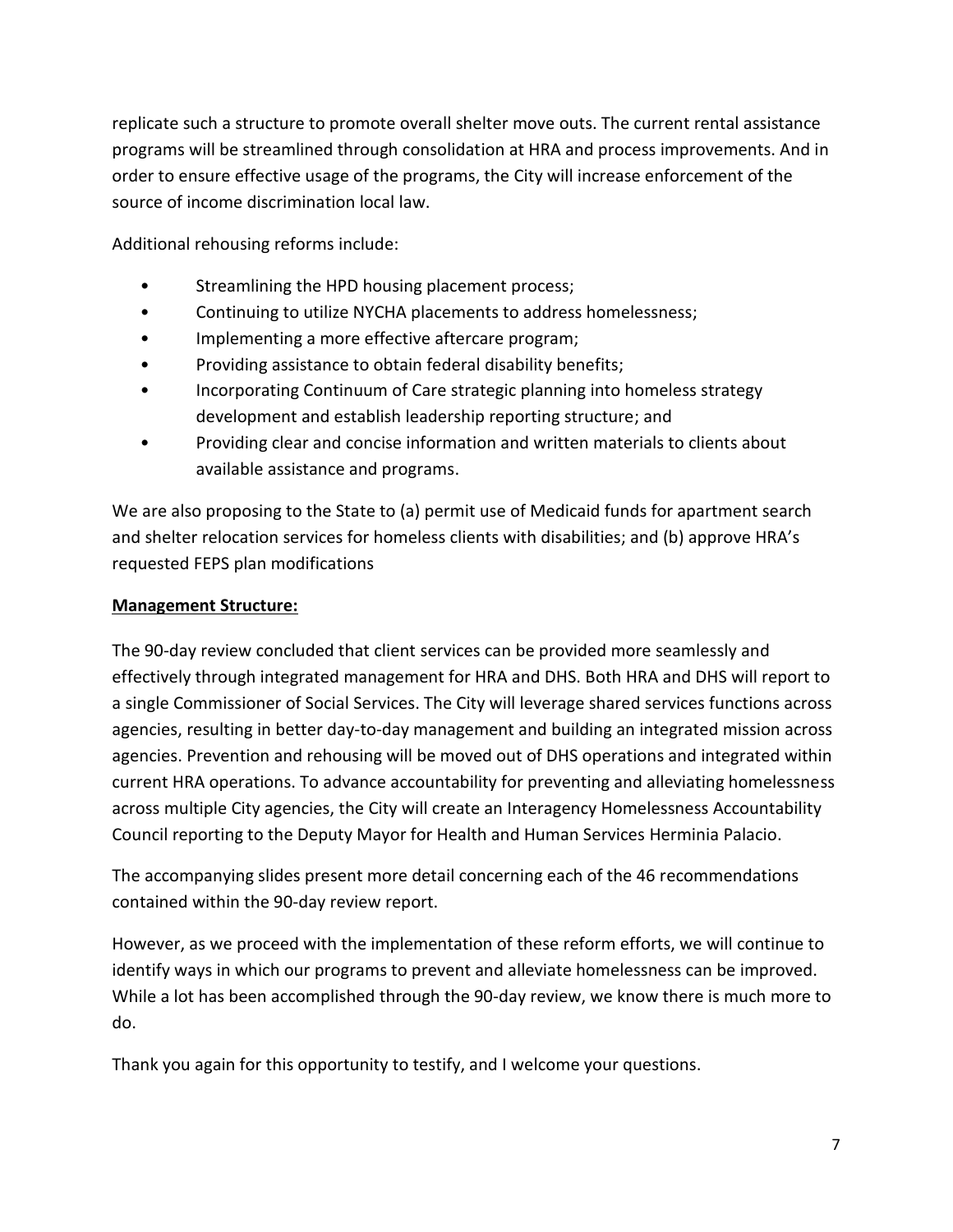replicate such a structure to promote overall shelter move outs. The current rental assistance programs will be streamlined through consolidation at HRA and process improvements. And in order to ensure effective usage of the programs, the City will increase enforcement of the source of income discrimination local law.

Additional rehousing reforms include:

- Streamlining the HPD housing placement process;
- Continuing to utilize NYCHA placements to address homelessness;
- Implementing a more effective aftercare program;
- Providing assistance to obtain federal disability benefits;
- Incorporating Continuum of Care strategic planning into homeless strategy development and establish leadership reporting structure; and
- Providing clear and concise information and written materials to clients about available assistance and programs.

We are also proposing to the State to (a) permit use of Medicaid funds for apartment search and shelter relocation services for homeless clients with disabilities; and (b) approve HRA's requested FEPS plan modifications

**Management Structure:**

The 90-day review concluded that client services can be provided more seamlessly and effectively through integrated management for HRA and DHS. Both HRA and DHS will report to a single Commissioner of Social Services. The City will leverage shared services functions across agencies, resulting in better day-to-day management and building an integrated mission across agencies. Prevention and rehousing will be moved out of DHS operations and integrated within current HRA operations. To advance accountability for preventing and alleviating homelessness across multiple City agencies, the City will create an Interagency Homelessness Accountability Council reporting to the Deputy Mayor for Health and Human Services Herminia Palacio.

The accompanying slides present more detail concerning each of the 46 recommendations contained within the 90-day review report.

However, as we proceed with the implementation of these reform efforts, we will continue to identify ways in which our programs to prevent and alleviate homelessness can be improved. While a lot has been accomplished through the 90-day review, we know there is much more to do.

Thank you again for this opportunity to testify, and I welcome your questions.